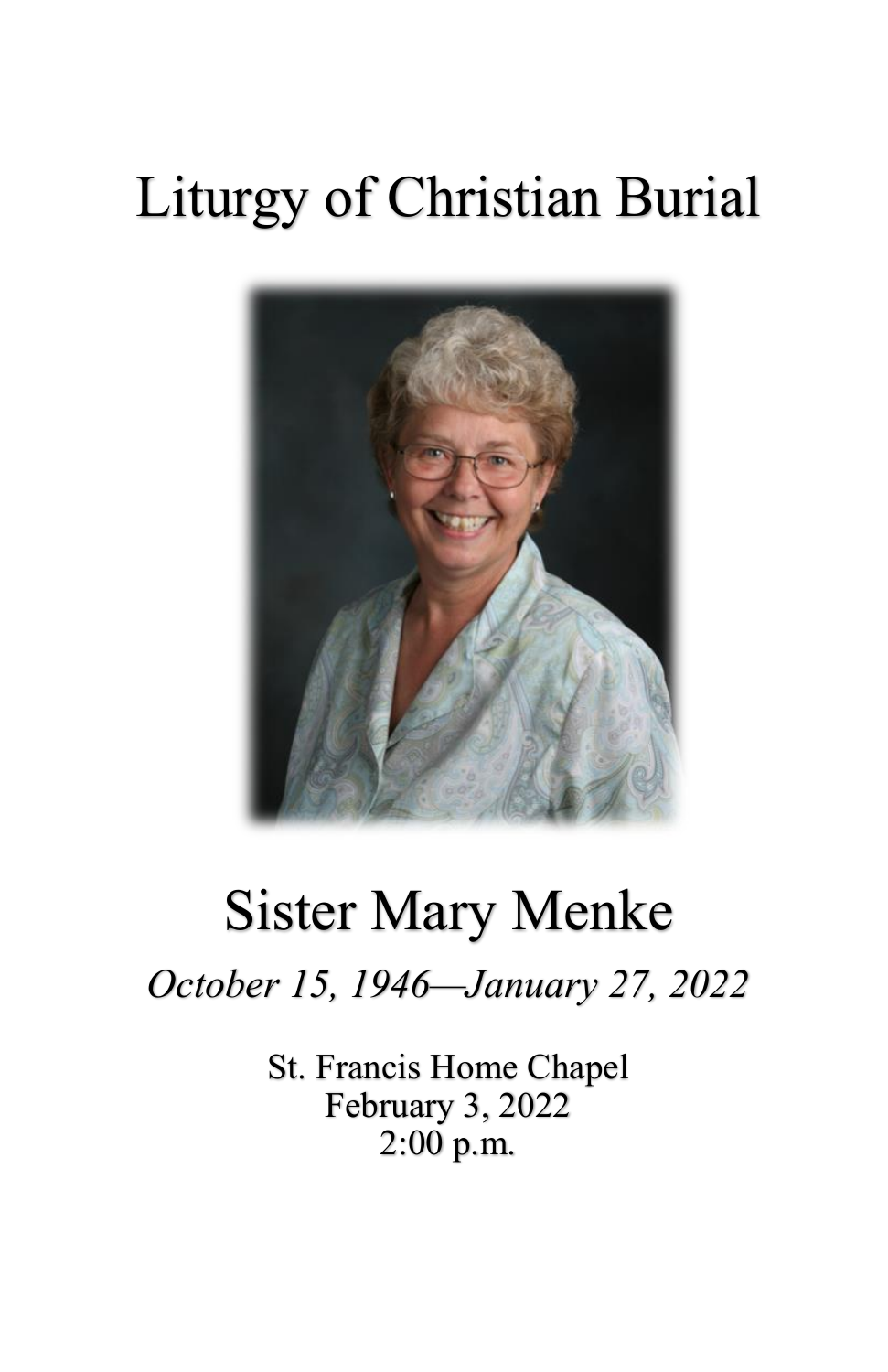# Liturgy of Christian Burial

## Sister Mary Menke

*October 15, 1946—January 27, 2022*

St. Francis Home Chapel
February 3, 2022
2:00 p.m.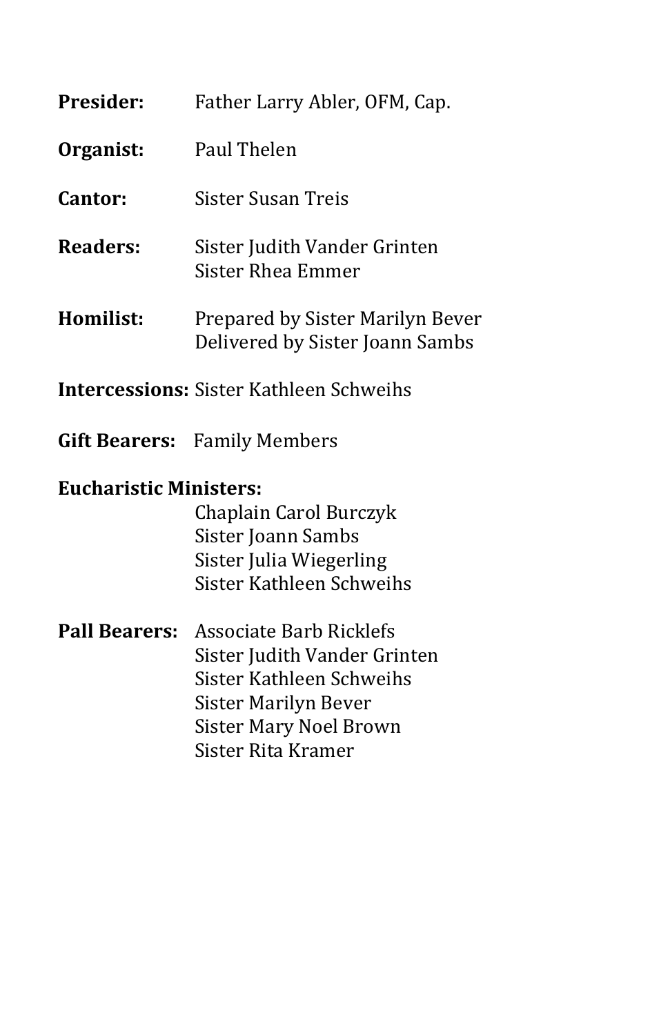**Presider:** Father Larry Abler, OFM, Cap.

**Organist:** Paul Thelen

**Cantor:** Sister Susan Treis

**Readers:** Sister Judith Vander Grinten
Sister Rhea Emmer

**Homilist:** Prepared by Sister Marilyn Bever
Delivered by Sister Joann Sambs

**Intercessions:** Sister Kathleen Schweihs

**Gift Bearers:** Family Members

**Eucharistic Ministers:**
Chaplain Carol Burczyk
Sister Joann Sambs
Sister Julia Wiegerling
Sister Kathleen Schweihs

**Pall Bearers:** Associate Barb Ricklefs
Sister Judith Vander Grinten
Sister Kathleen Schweihs
Sister Marilyn Bever
Sister Mary Noel Brown
Sister Rita Kramer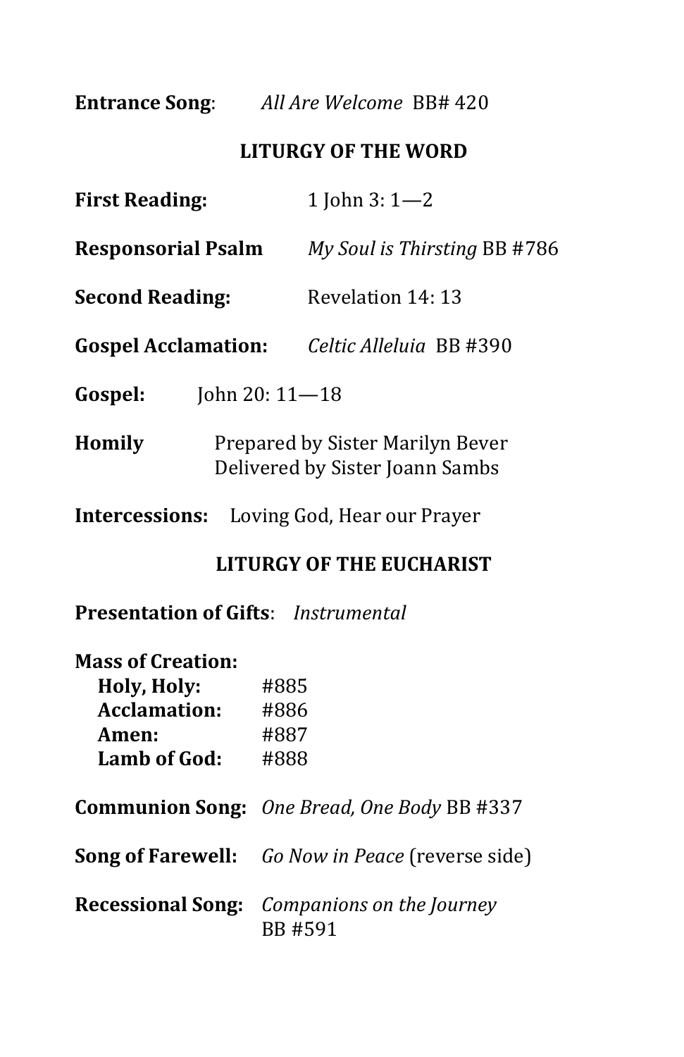**Entrance Song**: *All Are Welcome* BB# 420

## LITURGY OF THE WORD

**First Reading:** 1 John 3: 1—2

**Responsorial Psalm** *My Soul is Thirsting* BB #786

**Second Reading:** Revelation 14: 13

**Gospel Acclamation:** *Celtic Alleluia* BB #390

**Gospel:** John 20: 11—18

**Homily** Prepared by Sister Marilyn Bever
Delivered by Sister Joann Sambs

**Intercessions:** Loving God, Hear our Prayer

## LITURGY OF THE EUCHARIST

**Presentation of Gifts**: *Instrumental*

**Mass of Creation:**
- **Holy, Holy:** #885
- **Acclamation:** #886
- **Amen:** #887
- **Lamb of God:** #888

**Communion Song:** *One Bread, One Body* BB #337

**Song of Farewell:** *Go Now in Peace* (reverse side)

**Recessional Song:** *Companions on the Journey* BB #591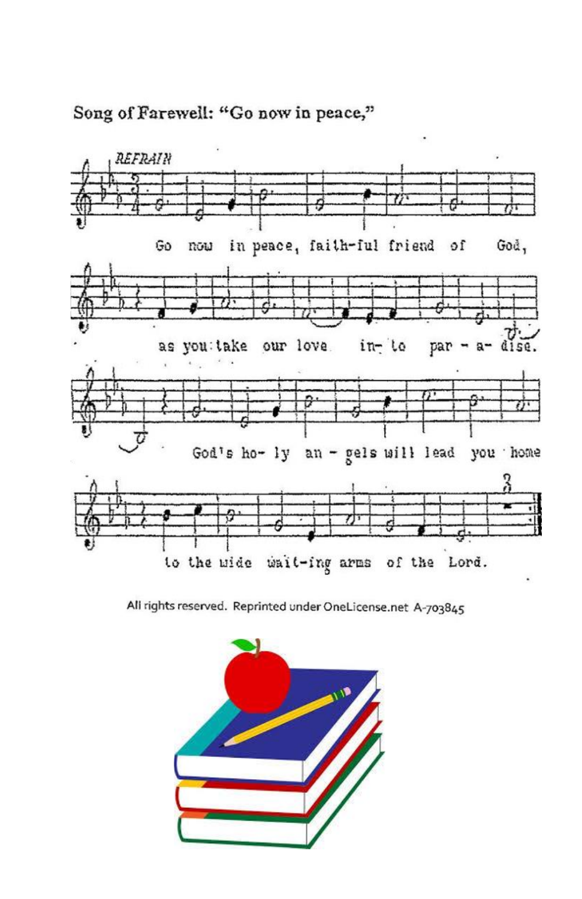Song of Farewell: "Go now in peace,"

REFRAIN

Go now in peace, faith-ful friend of God,

as you take our love in- to par - a- dise.

God's ho- ly an - gels will lead you home

to the wide wait-ing arms of the Lord.

All rights reserved. Reprinted under OneLicense.net A-703845